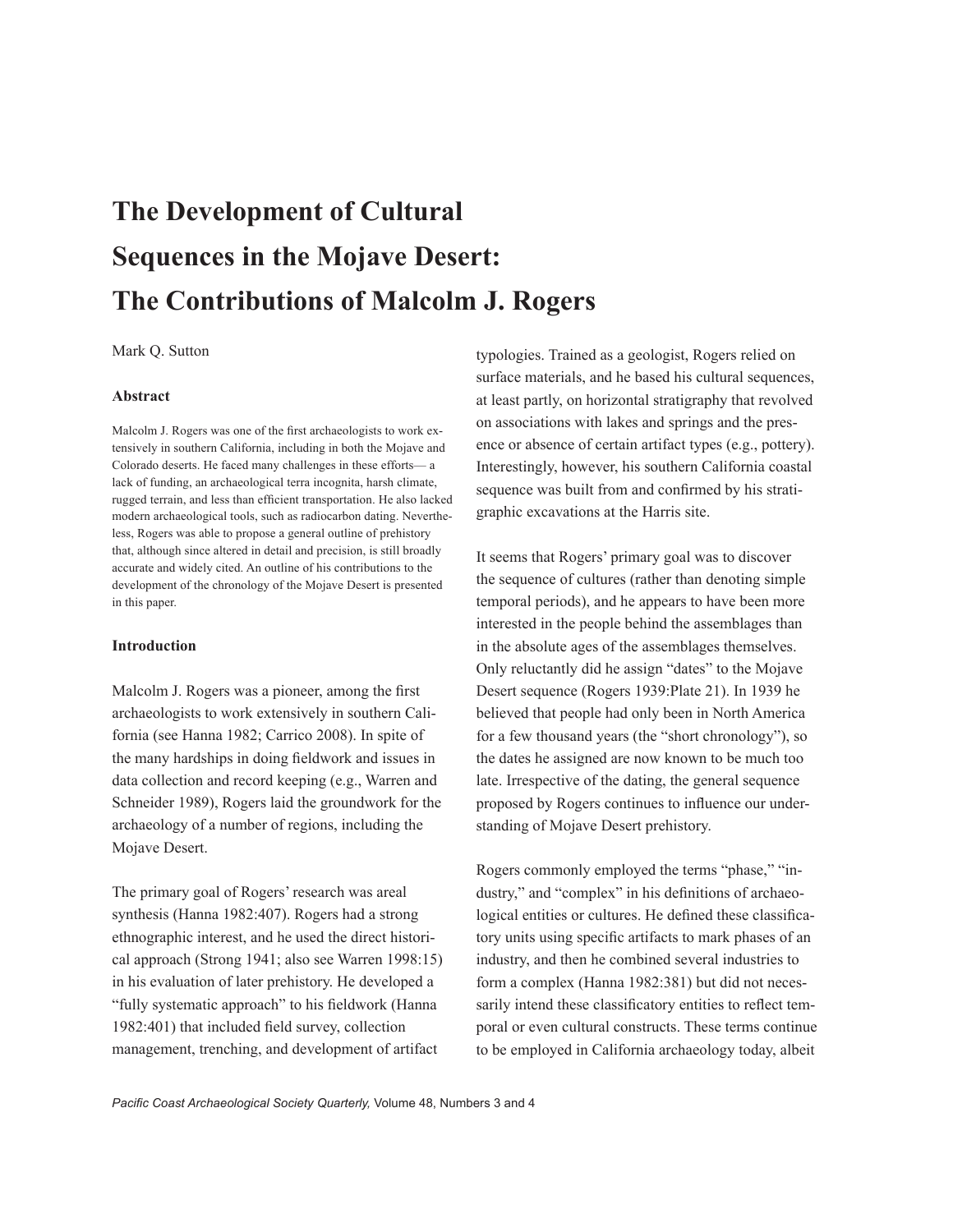# The Development of Cultural Sequences in the Mojave Desert: The Contributions of Malcolm J. Rogers

Mark Q. Sutton

### Abstract

Malcolm J. Rogers was one of the first archaeologists to work extensively in southern California, including in both the Mojave and Colorado deserts. He faced many challenges in these efforts— a lack of funding, an archaeological terra incognita, harsh climate, rugged terrain, and less than efficient transportation. He also lacked modern archaeological tools, such as radiocarbon dating. Nevertheless, Rogers was able to propose a general outline of prehistory that, although since altered in detail and precision, is still broadly accurate and widely cited. An outline of his contributions to the development of the chronology of the Mojave Desert is presented in this paper.

### Introduction

Malcolm J. Rogers was a pioneer, among the first archaeologists to work extensively in southern California (see Hanna 1982; Carrico 2008). In spite of the many hardships in doing fieldwork and issues in data collection and record keeping (e.g., Warren and Schneider 1989), Rogers laid the groundwork for the archaeology of a number of regions, including the Mojave Desert.

The primary goal of Rogers' research was areal synthesis (Hanna 1982:407). Rogers had a strong ethnographic interest, and he used the direct historical approach (Strong 1941; also see Warren 1998:15) in his evaluation of later prehistory. He developed a "fully systematic approach" to his fieldwork (Hanna 1982:401) that included field survey, collection management, trenching, and development of artifact typologies. Trained as a geologist, Rogers relied on surface materials, and he based his cultural sequences, at least partly, on horizontal stratigraphy that revolved on associations with lakes and springs and the presence or absence of certain artifact types (e.g., pottery). Interestingly, however, his southern California coastal sequence was built from and confirmed by his stratigraphic excavations at the Harris site.

It seems that Rogers' primary goal was to discover the sequence of cultures (rather than denoting simple temporal periods), and he appears to have been more interested in the people behind the assemblages than in the absolute ages of the assemblages themselves. Only reluctantly did he assign "dates" to the Mojave Desert sequence (Rogers 1939:Plate 21). In 1939 he believed that people had only been in North America for a few thousand years (the "short chronology"), so the dates he assigned are now known to be much too late. Irrespective of the dating, the general sequence proposed by Rogers continues to influence our understanding of Mojave Desert prehistory.

Rogers commonly employed the terms "phase," "industry," and "complex" in his definitions of archaeological entities or cultures. He defined these classificatory units using specific artifacts to mark phases of an industry, and then he combined several industries to form a complex (Hanna 1982:381) but did not necessarily intend these classificatory entities to reflect temporal or even cultural constructs. These terms continue to be employed in California archaeology today, albeit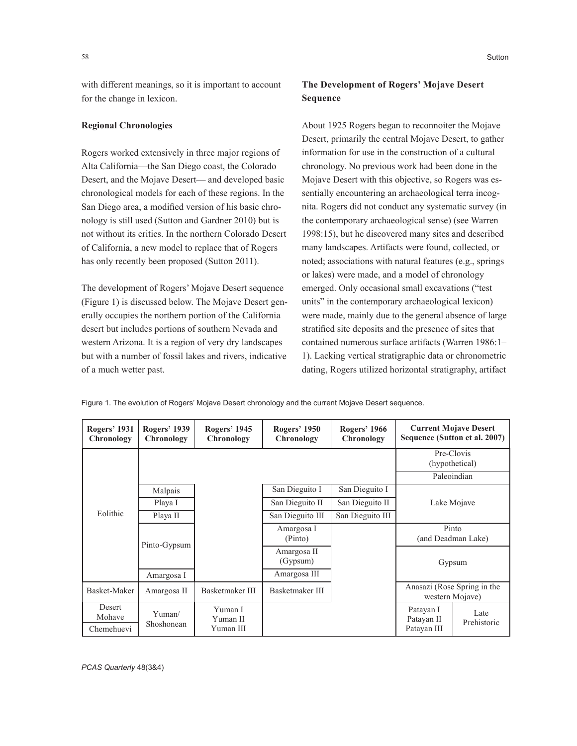with different meanings, so it is important to account for the change in lexicon.

### Regional Chronologies

Rogers worked extensively in three major regions of Alta California—the San Diego coast, the Colorado Desert, and the Mojave Desert— and developed basic chronological models for each of these regions. In the San Diego area, a modified version of his basic chronology is still used (Sutton and Gardner 2010) but is not without its critics. In the northern Colorado Desert of California, a new model to replace that of Rogers has only recently been proposed (Sutton 2011).

The development of Rogers' Mojave Desert sequence (Figure 1) is discussed below. The Mojave Desert generally occupies the northern portion of the California desert but includes portions of southern Nevada and western Arizona. It is a region of very dry landscapes but with a number of fossil lakes and rivers, indicative of a much wetter past.

### The Development of Rogers' Mojave Desert Sequence

About 1925 Rogers began to reconnoiter the Mojave Desert, primarily the central Mojave Desert, to gather information for use in the construction of a cultural chronology. No previous work had been done in the Mojave Desert with this objective, so Rogers was essentially encountering an archaeological terra incognita. Rogers did not conduct any systematic survey (in the contemporary archaeological sense) (see Warren 1998:15), but he discovered many sites and described many landscapes. Artifacts were found, collected, or noted; associations with natural features (e.g., springs or lakes) were made, and a model of chronology emerged. Only occasional small excavations ("test units" in the contemporary archaeological lexicon) were made, mainly due to the general absence of large stratified site deposits and the presence of sites that contained numerous surface artifacts (Warren 1986:1–1). Lacking vertical stratigraphic data or chronometric dating, Rogers utilized horizontal stratigraphy, artifact

Figure 1. The evolution of Rogers' Mojave Desert chronology and the current Mojave Desert sequence.

| Rogers' 1931 Chronology | Rogers' 1939 Chronology | Rogers' 1945 Chronology | Rogers' 1950 Chronology | Rogers' 1966 Chronology | Current Mojave Desert Sequence (Sutton et al. 2007) | |
|---|---|---|---|---|---|---|
| Eolithic | | | | | Pre-Clovis (hypothetical) | |
| | | | | | Paleoindian | |
| | Malpais | | San Dieguito I | San Dieguito I | Lake Mojave | |
| | Playa I | | San Dieguito II | San Dieguito II | | |
| | Playa II | | San Dieguito III | San Dieguito III | | |
| | Pinto-Gypsum | | Amargosa I (Pinto) | | Pinto (and Deadman Lake) | |
| | | | Amargosa II (Gypsum) | | Gypsum | |
| | Amargosa I | | Amargosa III | | | |
| Basket-Maker | Amargosa II | Basketmaker III | Basketmaker III | | Anasazi (Rose Spring in the western Mojave) | |
| Desert Mohave<br>Chemehuevi | Yuman/ Shoshonean | Yuman I<br>Yuman II<br>Yuman III | | | Patayan I<br>Patayan II<br>Patayan III | Late Prehistoric |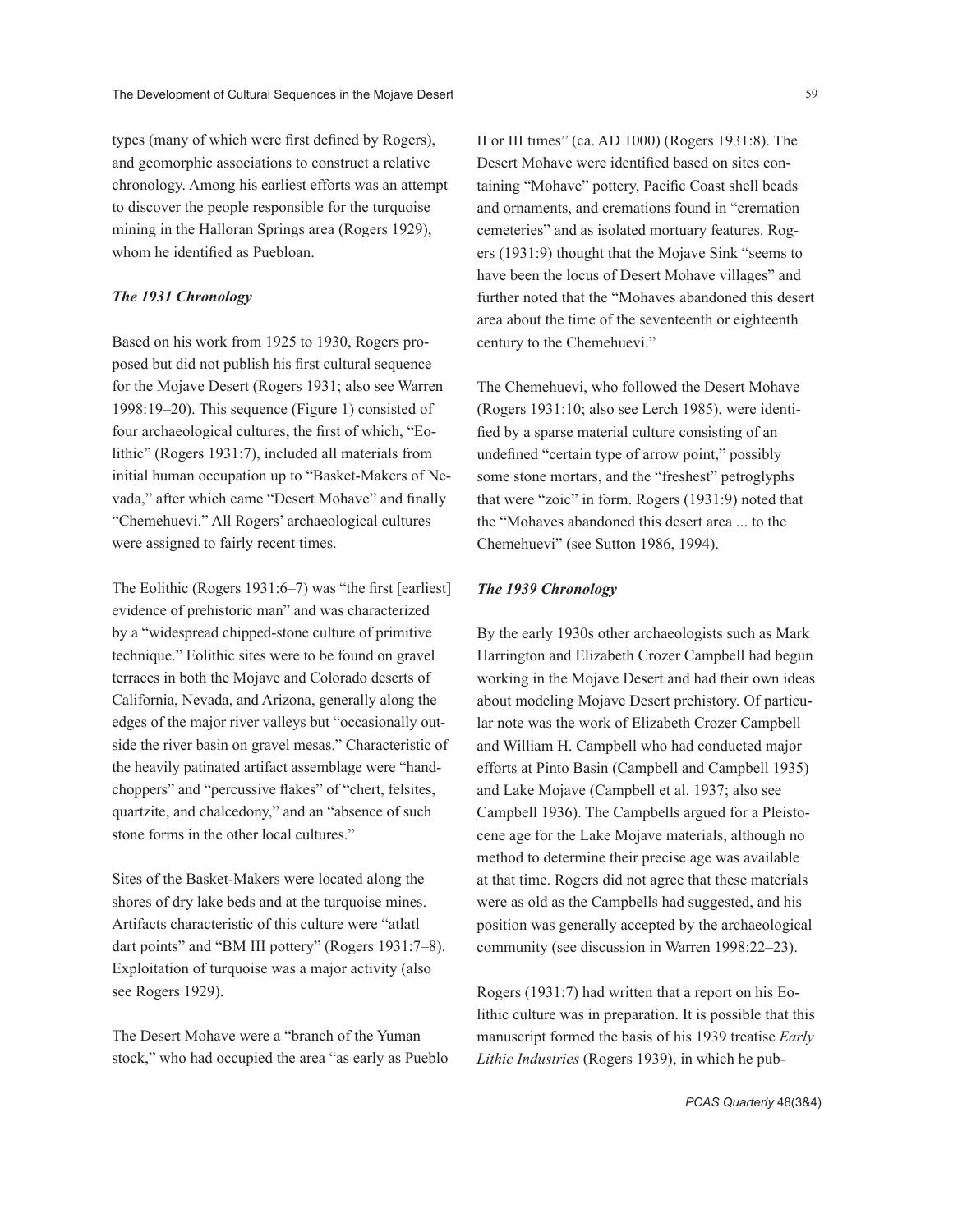types (many of which were first defined by Rogers), and geomorphic associations to construct a relative chronology. Among his earliest efforts was an attempt to discover the people responsible for the turquoise mining in the Halloran Springs area (Rogers 1929), whom he identified as Puebloan.

### *The 1931 Chronology*

Based on his work from 1925 to 1930, Rogers proposed but did not publish his first cultural sequence for the Mojave Desert (Rogers 1931; also see Warren 1998:19–20). This sequence (Figure 1) consisted of four archaeological cultures, the first of which, "Eolithic" (Rogers 1931:7), included all materials from initial human occupation up to "Basket-Makers of Nevada," after which came "Desert Mohave" and finally "Chemehuevi." All Rogers' archaeological cultures were assigned to fairly recent times.

The Eolithic (Rogers 1931:6–7) was "the first [earliest] evidence of prehistoric man" and was characterized by a "widespread chipped-stone culture of primitive technique." Eolithic sites were to be found on gravel terraces in both the Mojave and Colorado deserts of California, Nevada, and Arizona, generally along the edges of the major river valleys but "occasionally outside the river basin on gravel mesas." Characteristic of the heavily patinated artifact assemblage were "hand-choppers" and "percussive flakes" of "chert, felsites, quartzite, and chalcedony," and an "absence of such stone forms in the other local cultures."

Sites of the Basket-Makers were located along the shores of dry lake beds and at the turquoise mines. Artifacts characteristic of this culture were "atlatl dart points" and "BM III pottery" (Rogers 1931:7–8). Exploitation of turquoise was a major activity (also see Rogers 1929).

The Desert Mohave were a "branch of the Yuman stock," who had occupied the area "as early as Pueblo II or III times" (ca. AD 1000) (Rogers 1931:8). The Desert Mohave were identified based on sites containing "Mohave" pottery, Pacific Coast shell beads and ornaments, and cremations found in "cremation cemeteries" and as isolated mortuary features. Rogers (1931:9) thought that the Mojave Sink "seems to have been the locus of Desert Mohave villages" and further noted that the "Mohaves abandoned this desert area about the time of the seventeenth or eighteenth century to the Chemehuevi."

The Chemehuevi, who followed the Desert Mohave (Rogers 1931:10; also see Lerch 1985), were identified by a sparse material culture consisting of an undefined "certain type of arrow point," possibly some stone mortars, and the "freshest" petroglyphs that were "zoic" in form. Rogers (1931:9) noted that the "Mohaves abandoned this desert area ... to the Chemehuevi" (see Sutton 1986, 1994).

### *The 1939 Chronology*

By the early 1930s other archaeologists such as Mark Harrington and Elizabeth Crozer Campbell had begun working in the Mojave Desert and had their own ideas about modeling Mojave Desert prehistory. Of particular note was the work of Elizabeth Crozer Campbell and William H. Campbell who had conducted major efforts at Pinto Basin (Campbell and Campbell 1935) and Lake Mojave (Campbell et al. 1937; also see Campbell 1936). The Campbells argued for a Pleistocene age for the Lake Mojave materials, although no method to determine their precise age was available at that time. Rogers did not agree that these materials were as old as the Campbells had suggested, and his position was generally accepted by the archaeological community (see discussion in Warren 1998:22–23).

Rogers (1931:7) had written that a report on his Eolithic culture was in preparation. It is possible that this manuscript formed the basis of his 1939 treatise *Early Lithic Industries* (Rogers 1939), in which he pub-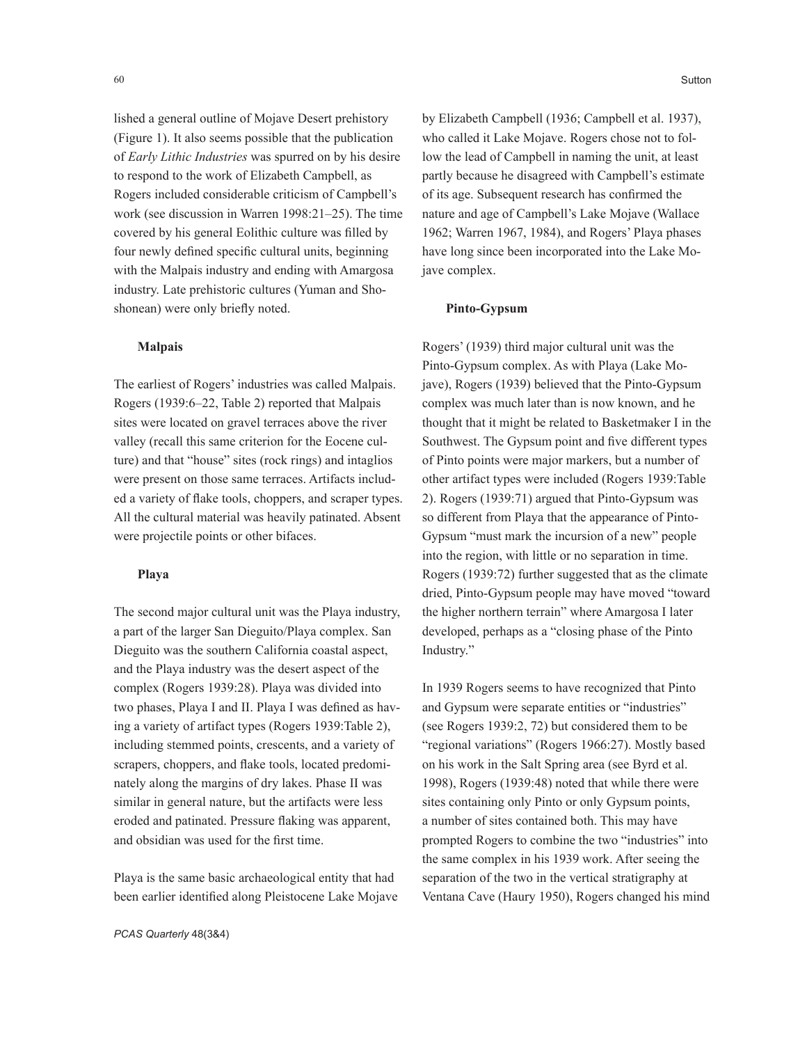lished a general outline of Mojave Desert prehistory (Figure 1). It also seems possible that the publication of *Early Lithic Industries* was spurred on by his desire to respond to the work of Elizabeth Campbell, as Rogers included considerable criticism of Campbell's work (see discussion in Warren 1998:21–25). The time covered by his general Eolithic culture was filled by four newly defined specific cultural units, beginning with the Malpais industry and ending with Amargosa industry. Late prehistoric cultures (Yuman and Shoshonean) were only briefly noted.

### Malpais

The earliest of Rogers' industries was called Malpais. Rogers (1939:6–22, Table 2) reported that Malpais sites were located on gravel terraces above the river valley (recall this same criterion for the Eocene culture) and that "house" sites (rock rings) and intaglios were present on those same terraces. Artifacts included a variety of flake tools, choppers, and scraper types. All the cultural material was heavily patinated. Absent were projectile points or other bifaces.

### Playa

The second major cultural unit was the Playa industry, a part of the larger San Dieguito/Playa complex. San Dieguito was the southern California coastal aspect, and the Playa industry was the desert aspect of the complex (Rogers 1939:28). Playa was divided into two phases, Playa I and II. Playa I was defined as having a variety of artifact types (Rogers 1939:Table 2), including stemmed points, crescents, and a variety of scrapers, choppers, and flake tools, located predominately along the margins of dry lakes. Phase II was similar in general nature, but the artifacts were less eroded and patinated. Pressure flaking was apparent, and obsidian was used for the first time.

Playa is the same basic archaeological entity that had been earlier identified along Pleistocene Lake Mojave by Elizabeth Campbell (1936; Campbell et al. 1937), who called it Lake Mojave. Rogers chose not to follow the lead of Campbell in naming the unit, at least partly because he disagreed with Campbell's estimate of its age. Subsequent research has confirmed the nature and age of Campbell's Lake Mojave (Wallace 1962; Warren 1967, 1984), and Rogers' Playa phases have long since been incorporated into the Lake Mojave complex.

### Pinto-Gypsum

Rogers' (1939) third major cultural unit was the Pinto-Gypsum complex. As with Playa (Lake Mojave), Rogers (1939) believed that the Pinto-Gypsum complex was much later than is now known, and he thought that it might be related to Basketmaker I in the Southwest. The Gypsum point and five different types of Pinto points were major markers, but a number of other artifact types were included (Rogers 1939:Table 2). Rogers (1939:71) argued that Pinto-Gypsum was so different from Playa that the appearance of Pinto-Gypsum "must mark the incursion of a new" people into the region, with little or no separation in time. Rogers (1939:72) further suggested that as the climate dried, Pinto-Gypsum people may have moved "toward the higher northern terrain" where Amargosa I later developed, perhaps as a "closing phase of the Pinto Industry."

In 1939 Rogers seems to have recognized that Pinto and Gypsum were separate entities or "industries" (see Rogers 1939:2, 72) but considered them to be "regional variations" (Rogers 1966:27). Mostly based on his work in the Salt Spring area (see Byrd et al. 1998), Rogers (1939:48) noted that while there were sites containing only Pinto or only Gypsum points, a number of sites contained both. This may have prompted Rogers to combine the two "industries" into the same complex in his 1939 work. After seeing the separation of the two in the vertical stratigraphy at Ventana Cave (Haury 1950), Rogers changed his mind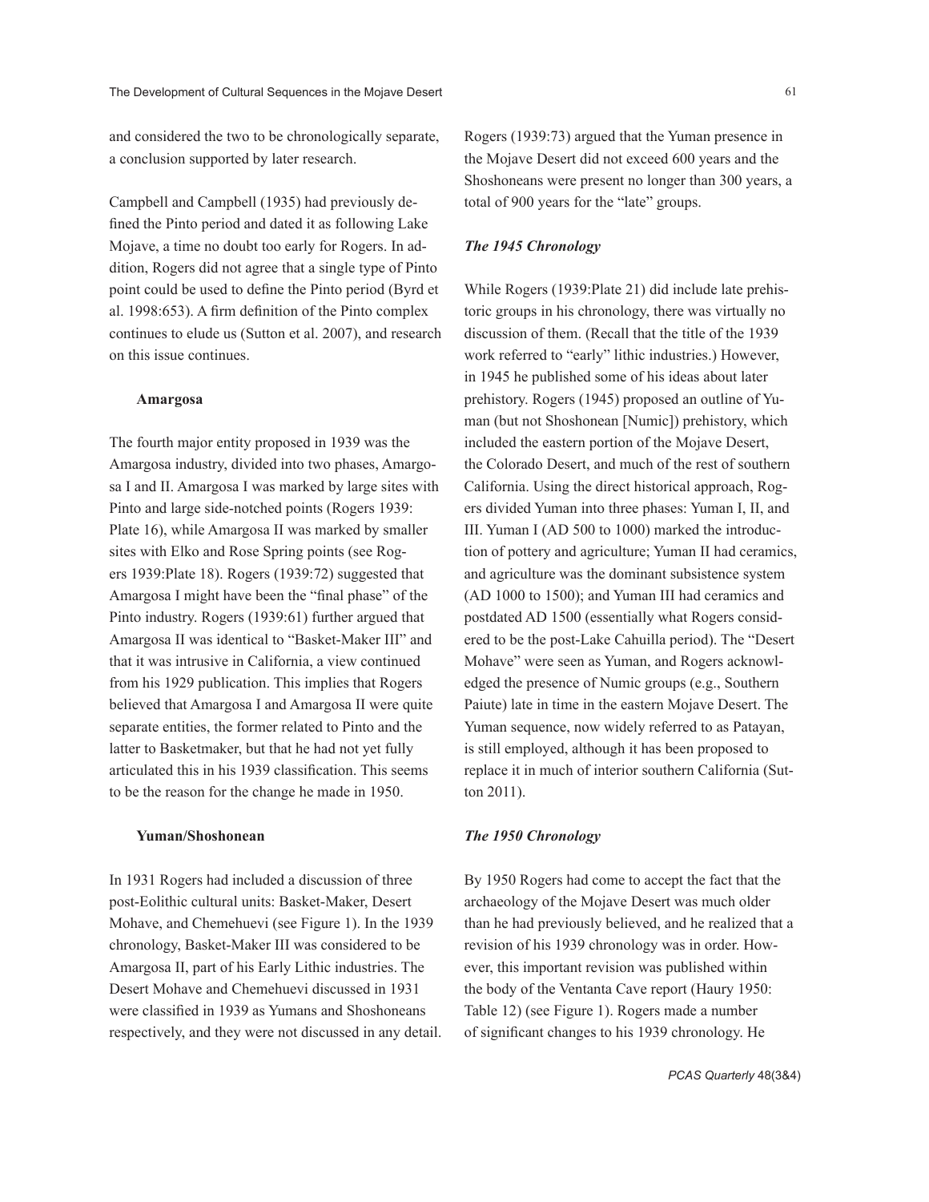and considered the two to be chronologically separate, a conclusion supported by later research.

Campbell and Campbell (1935) had previously defined the Pinto period and dated it as following Lake Mojave, a time no doubt too early for Rogers. In addition, Rogers did not agree that a single type of Pinto point could be used to define the Pinto period (Byrd et al. 1998:653). A firm definition of the Pinto complex continues to elude us (Sutton et al. 2007), and research on this issue continues.

#### Amargosa

The fourth major entity proposed in 1939 was the Amargosa industry, divided into two phases, Amargosa I and II. Amargosa I was marked by large sites with Pinto and large side-notched points (Rogers 1939: Plate 16), while Amargosa II was marked by smaller sites with Elko and Rose Spring points (see Rogers 1939:Plate 18). Rogers (1939:72) suggested that Amargosa I might have been the "final phase" of the Pinto industry. Rogers (1939:61) further argued that Amargosa II was identical to "Basket-Maker III" and that it was intrusive in California, a view continued from his 1929 publication. This implies that Rogers believed that Amargosa I and Amargosa II were quite separate entities, the former related to Pinto and the latter to Basketmaker, but that he had not yet fully articulated this in his 1939 classification. This seems to be the reason for the change he made in 1950.

#### Yuman/Shoshonean

In 1931 Rogers had included a discussion of three post-Eolithic cultural units: Basket-Maker, Desert Mohave, and Chemehuevi (see Figure 1). In the 1939 chronology, Basket-Maker III was considered to be Amargosa II, part of his Early Lithic industries. The Desert Mohave and Chemehuevi discussed in 1931 were classified in 1939 as Yumans and Shoshoneans respectively, and they were not discussed in any detail. Rogers (1939:73) argued that the Yuman presence in the Mojave Desert did not exceed 600 years and the Shoshoneans were present no longer than 300 years, a total of 900 years for the "late" groups.

### *The 1945 Chronology*

While Rogers (1939:Plate 21) did include late prehistoric groups in his chronology, there was virtually no discussion of them. (Recall that the title of the 1939 work referred to "early" lithic industries.) However, in 1945 he published some of his ideas about later prehistory. Rogers (1945) proposed an outline of Yuman (but not Shoshonean [Numic]) prehistory, which included the eastern portion of the Mojave Desert, the Colorado Desert, and much of the rest of southern California. Using the direct historical approach, Rogers divided Yuman into three phases: Yuman I, II, and III. Yuman I (AD 500 to 1000) marked the introduction of pottery and agriculture; Yuman II had ceramics, and agriculture was the dominant subsistence system (AD 1000 to 1500); and Yuman III had ceramics and postdated AD 1500 (essentially what Rogers considered to be the post-Lake Cahuilla period). The "Desert Mohave" were seen as Yuman, and Rogers acknowledged the presence of Numic groups (e.g., Southern Paiute) late in time in the eastern Mojave Desert. The Yuman sequence, now widely referred to as Patayan, is still employed, although it has been proposed to replace it in much of interior southern California (Sutton 2011).

### *The 1950 Chronology*

By 1950 Rogers had come to accept the fact that the archaeology of the Mojave Desert was much older than he had previously believed, and he realized that a revision of his 1939 chronology was in order. However, this important revision was published within the body of the Ventanta Cave report (Haury 1950: Table 12) (see Figure 1). Rogers made a number of significant changes to his 1939 chronology. He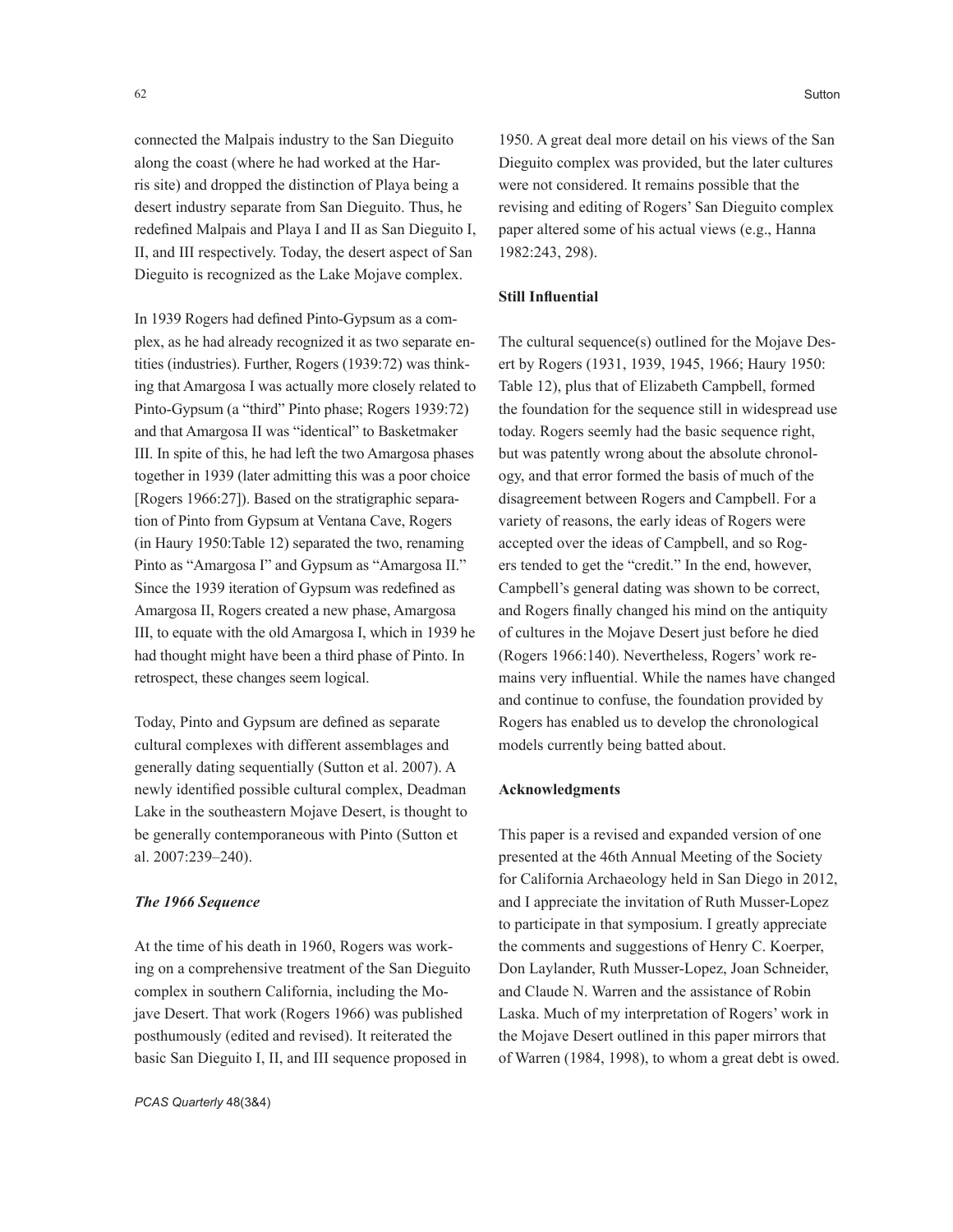connected the Malpais industry to the San Dieguito along the coast (where he had worked at the Harris site) and dropped the distinction of Playa being a desert industry separate from San Dieguito. Thus, he redefined Malpais and Playa I and II as San Dieguito I, II, and III respectively. Today, the desert aspect of San Dieguito is recognized as the Lake Mojave complex.

In 1939 Rogers had defined Pinto-Gypsum as a complex, as he had already recognized it as two separate entities (industries). Further, Rogers (1939:72) was thinking that Amargosa I was actually more closely related to Pinto-Gypsum (a "third" Pinto phase; Rogers 1939:72) and that Amargosa II was "identical" to Basketmaker III. In spite of this, he had left the two Amargosa phases together in 1939 (later admitting this was a poor choice [Rogers 1966:27]). Based on the stratigraphic separation of Pinto from Gypsum at Ventana Cave, Rogers (in Haury 1950:Table 12) separated the two, renaming Pinto as "Amargosa I" and Gypsum as "Amargosa II." Since the 1939 iteration of Gypsum was redefined as Amargosa II, Rogers created a new phase, Amargosa III, to equate with the old Amargosa I, which in 1939 he had thought might have been a third phase of Pinto. In retrospect, these changes seem logical.

Today, Pinto and Gypsum are defined as separate cultural complexes with different assemblages and generally dating sequentially (Sutton et al. 2007). A newly identified possible cultural complex, Deadman Lake in the southeastern Mojave Desert, is thought to be generally contemporaneous with Pinto (Sutton et al. 2007:239–240).

### *The 1966 Sequence*

At the time of his death in 1960, Rogers was working on a comprehensive treatment of the San Dieguito complex in southern California, including the Mojave Desert. That work (Rogers 1966) was published posthumously (edited and revised). It reiterated the basic San Dieguito I, II, and III sequence proposed in 1950. A great deal more detail on his views of the San Dieguito complex was provided, but the later cultures were not considered. It remains possible that the revising and editing of Rogers' San Dieguito complex paper altered some of his actual views (e.g., Hanna 1982:243, 298).

## Still Influential

The cultural sequence(s) outlined for the Mojave Desert by Rogers (1931, 1939, 1945, 1966; Haury 1950: Table 12), plus that of Elizabeth Campbell, formed the foundation for the sequence still in widespread use today. Rogers seemly had the basic sequence right, but was patently wrong about the absolute chronology, and that error formed the basis of much of the disagreement between Rogers and Campbell. For a variety of reasons, the early ideas of Rogers were accepted over the ideas of Campbell, and so Rogers tended to get the "credit." In the end, however, Campbell's general dating was shown to be correct, and Rogers finally changed his mind on the antiquity of cultures in the Mojave Desert just before he died (Rogers 1966:140). Nevertheless, Rogers' work remains very influential. While the names have changed and continue to confuse, the foundation provided by Rogers has enabled us to develop the chronological models currently being batted about.

## Acknowledgments

This paper is a revised and expanded version of one presented at the 46th Annual Meeting of the Society for California Archaeology held in San Diego in 2012, and I appreciate the invitation of Ruth Musser-Lopez to participate in that symposium. I greatly appreciate the comments and suggestions of Henry C. Koerper, Don Laylander, Ruth Musser-Lopez, Joan Schneider, and Claude N. Warren and the assistance of Robin Laska. Much of my interpretation of Rogers' work in the Mojave Desert outlined in this paper mirrors that of Warren (1984, 1998), to whom a great debt is owed.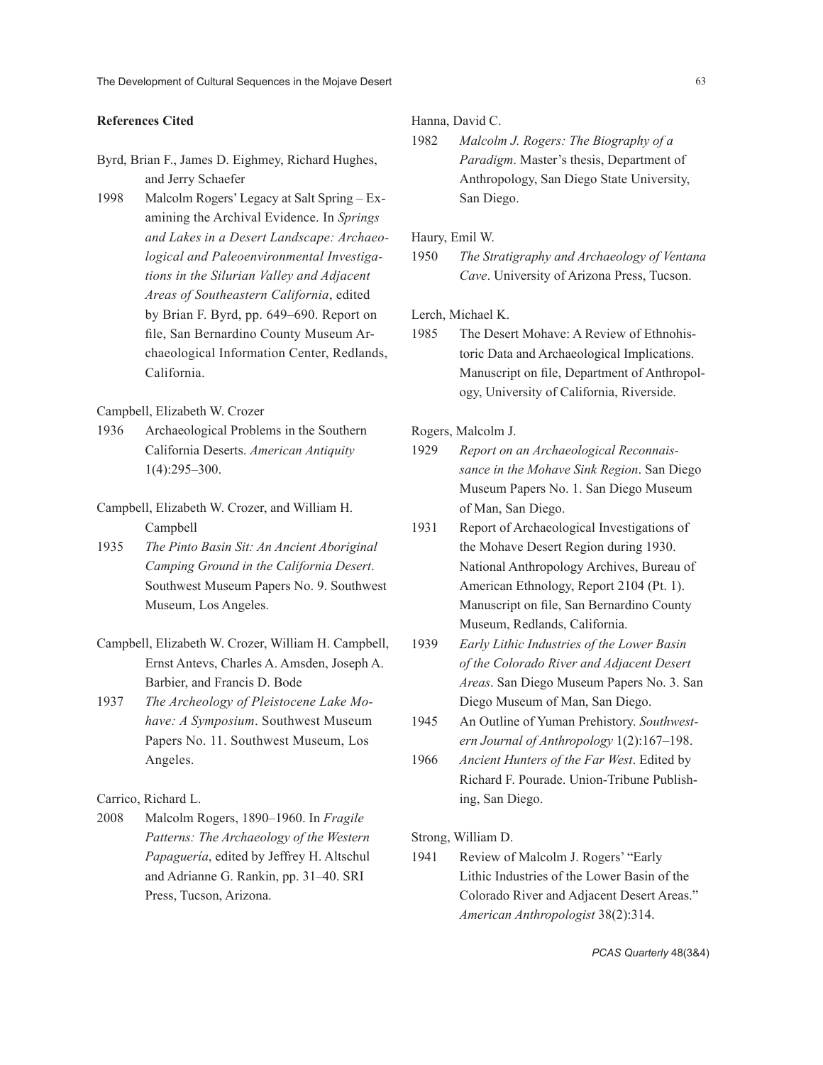## References Cited

Byrd, Brian F., James D. Eighmey, Richard Hughes, and Jerry Schaefer

1998 Malcolm Rogers' Legacy at Salt Spring – Examining the Archival Evidence. In *Springs and Lakes in a Desert Landscape: Archaeological and Paleoenvironmental Investigations in the Silurian Valley and Adjacent Areas of Southeastern California*, edited by Brian F. Byrd, pp. 649–690. Report on file, San Bernardino County Museum Archaeological Information Center, Redlands, California.

Campbell, Elizabeth W. Crozer

1936 Archaeological Problems in the Southern California Deserts. *American Antiquity* 1(4):295–300.

Campbell, Elizabeth W. Crozer, and William H. Campbell

1935 *The Pinto Basin Sit: An Ancient Aboriginal Camping Ground in the California Desert*. Southwest Museum Papers No. 9. Southwest Museum, Los Angeles.

Campbell, Elizabeth W. Crozer, William H. Campbell, Ernst Antevs, Charles A. Amsden, Joseph A. Barbier, and Francis D. Bode

1937 *The Archeology of Pleistocene Lake Mohave: A Symposium*. Southwest Museum Papers No. 11. Southwest Museum, Los Angeles.

Carrico, Richard L.

2008 Malcolm Rogers, 1890–1960. In *Fragile Patterns: The Archaeology of the Western Papaguería*, edited by Jeffrey H. Altschul and Adrianne G. Rankin, pp. 31–40. SRI Press, Tucson, Arizona.

Hanna, David C.

1982 *Malcolm J. Rogers: The Biography of a Paradigm*. Master's thesis, Department of Anthropology, San Diego State University, San Diego.

Haury, Emil W.

1950 *The Stratigraphy and Archaeology of Ventana Cave*. University of Arizona Press, Tucson.

Lerch, Michael K.

1985 The Desert Mohave: A Review of Ethnohistoric Data and Archaeological Implications. Manuscript on file, Department of Anthropology, University of California, Riverside.

Rogers, Malcolm J.

1929 *Report on an Archaeological Reconnaissance in the Mohave Sink Region*. San Diego Museum Papers No. 1. San Diego Museum of Man, San Diego.

1931 Report of Archaeological Investigations of the Mohave Desert Region during 1930. National Anthropology Archives, Bureau of American Ethnology, Report 2104 (Pt. 1). Manuscript on file, San Bernardino County Museum, Redlands, California.

1939 *Early Lithic Industries of the Lower Basin of the Colorado River and Adjacent Desert Areas*. San Diego Museum Papers No. 3. San Diego Museum of Man, San Diego.

1945 An Outline of Yuman Prehistory. *Southwestern Journal of Anthropology* 1(2):167–198.

1966 *Ancient Hunters of the Far West*. Edited by Richard F. Pourade. Union-Tribune Publishing, San Diego.

Strong, William D.

1941 Review of Malcolm J. Rogers' "Early Lithic Industries of the Lower Basin of the Colorado River and Adjacent Desert Areas." *American Anthropologist* 38(2):314.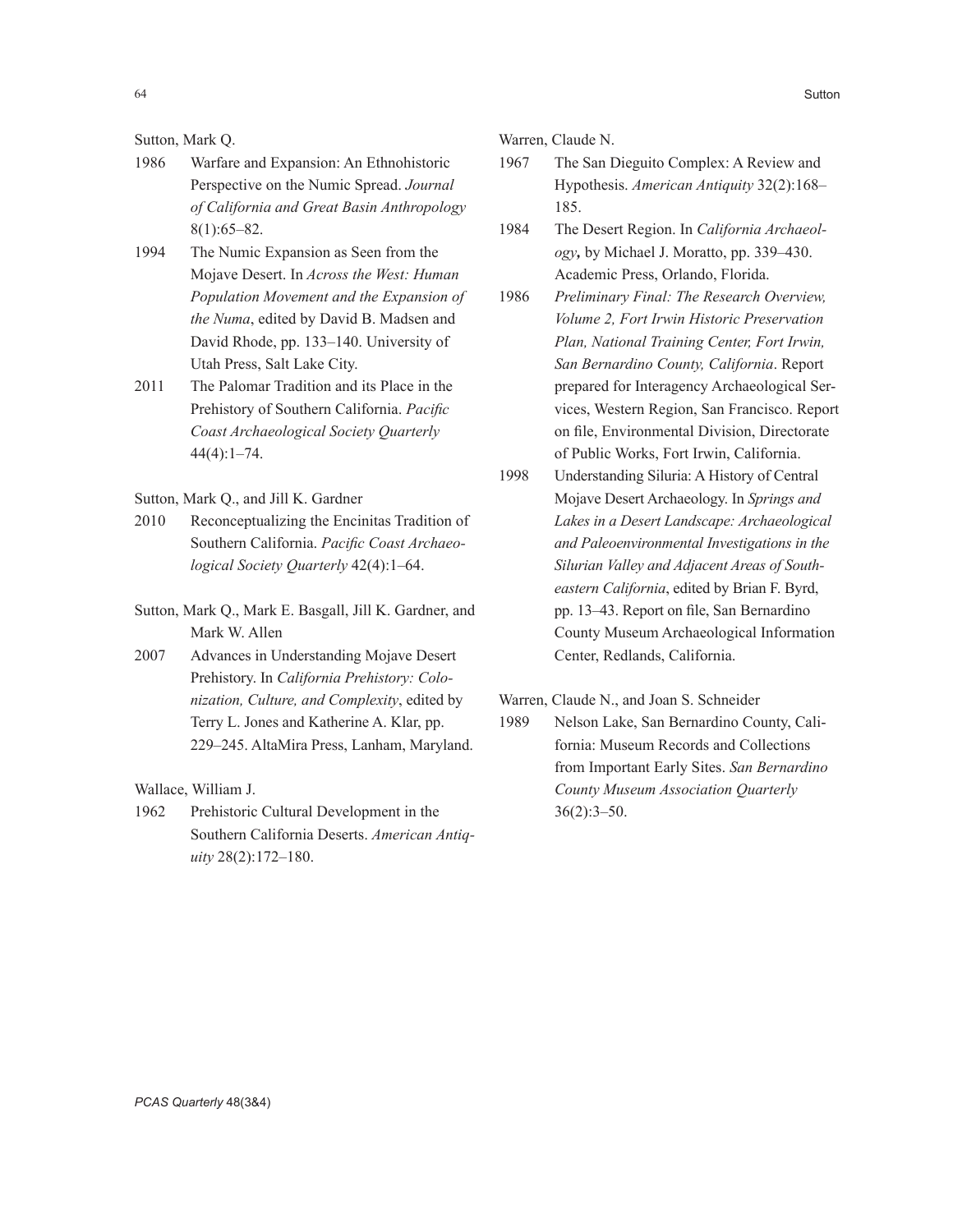Sutton, Mark Q.

1986 Warfare and Expansion: An Ethnohistoric Perspective on the Numic Spread. *Journal of California and Great Basin Anthropology* 8(1):65–82.

1994 The Numic Expansion as Seen from the Mojave Desert. In *Across the West: Human Population Movement and the Expansion of the Numa*, edited by David B. Madsen and David Rhode, pp. 133–140. University of Utah Press, Salt Lake City.

2011 The Palomar Tradition and its Place in the Prehistory of Southern California. *Pacific Coast Archaeological Society Quarterly* 44(4):1–74.

Sutton, Mark Q., and Jill K. Gardner

2010 Reconceptualizing the Encinitas Tradition of Southern California. *Pacific Coast Archaeological Society Quarterly* 42(4):1–64.

Sutton, Mark Q., Mark E. Basgall, Jill K. Gardner, and Mark W. Allen

2007 Advances in Understanding Mojave Desert Prehistory. In *California Prehistory: Colonization, Culture, and Complexity*, edited by Terry L. Jones and Katherine A. Klar, pp. 229–245. AltaMira Press, Lanham, Maryland.

Wallace, William J.

1962 Prehistoric Cultural Development in the Southern California Deserts. *American Antiquity* 28(2):172–180.

Warren, Claude N.

1967 The San Dieguito Complex: A Review and Hypothesis. *American Antiquity* 32(2):168–185.

1984 The Desert Region. In *California Archaeology,* by Michael J. Moratto, pp. 339–430. Academic Press, Orlando, Florida.

1986 *Preliminary Final: The Research Overview, Volume 2, Fort Irwin Historic Preservation Plan, National Training Center, Fort Irwin, San Bernardino County, California*. Report prepared for Interagency Archaeological Services, Western Region, San Francisco. Report on file, Environmental Division, Directorate of Public Works, Fort Irwin, California.

1998 Understanding Siluria: A History of Central Mojave Desert Archaeology. In *Springs and Lakes in a Desert Landscape: Archaeological and Paleoenvironmental Investigations in the Silurian Valley and Adjacent Areas of Southeastern California*, edited by Brian F. Byrd, pp. 13–43. Report on file, San Bernardino County Museum Archaeological Information Center, Redlands, California.

Warren, Claude N., and Joan S. Schneider

1989 Nelson Lake, San Bernardino County, California: Museum Records and Collections from Important Early Sites. *San Bernardino County Museum Association Quarterly* 36(2):3–50.